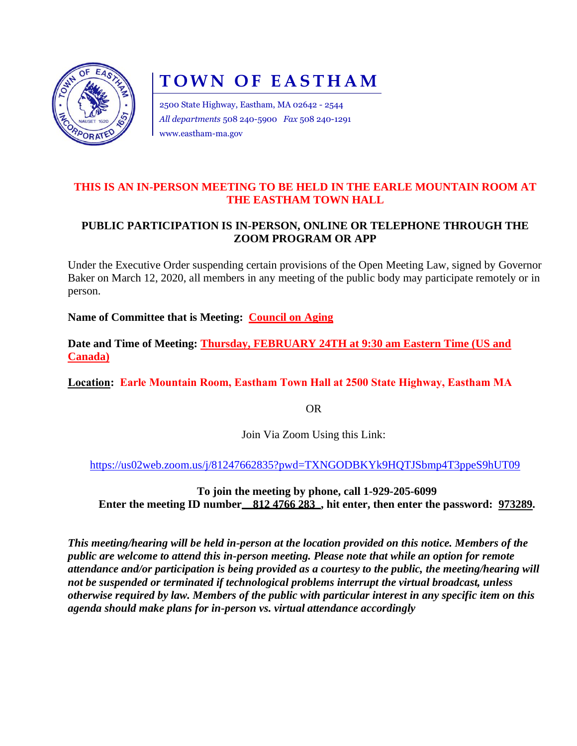# TOWN OF EASTHAM

2500 State Highway, Eastham, MA 02642 - 2544
*All departments* 508 240-5900 *Fax* 508 240-1291
www.eastham-ma.gov

**THIS IS AN IN-PERSON MEETING TO BE HELD IN THE EARLE MOUNTAIN ROOM AT THE EASTHAM TOWN HALL**

**PUBLIC PARTICIPATION IS IN-PERSON, ONLINE OR TELEPHONE THROUGH THE ZOOM PROGRAM OR APP**

Under the Executive Order suspending certain provisions of the Open Meeting Law, signed by Governor Baker on March 12, 2020, all members in any meeting of the public body may participate remotely or in person.

**Name of Committee that is Meeting: Council on Aging**

**Date and Time of Meeting: Thursday, FEBRUARY 24TH at 9:30 am Eastern Time (US and Canada)**

**Location: Earle Mountain Room, Eastham Town Hall at 2500 State Highway, Eastham MA**

OR

Join Via Zoom Using this Link:

https://us02web.zoom.us/j/81247662835?pwd=TXNGODBKYk9HQTJSbmp4T3ppeS9hUT09

**To join the meeting by phone, call 1-929-205-6099**
**Enter the meeting ID number 812 4766 283 , hit enter, then enter the password: 973289.**

***This meeting/hearing will be held in-person at the location provided on this notice. Members of the public are welcome to attend this in-person meeting. Please note that while an option for remote attendance and/or participation is being provided as a courtesy to the public, the meeting/hearing will not be suspended or terminated if technological problems interrupt the virtual broadcast, unless otherwise required by law. Members of the public with particular interest in any specific item on this agenda should make plans for in-person vs. virtual attendance accordingly***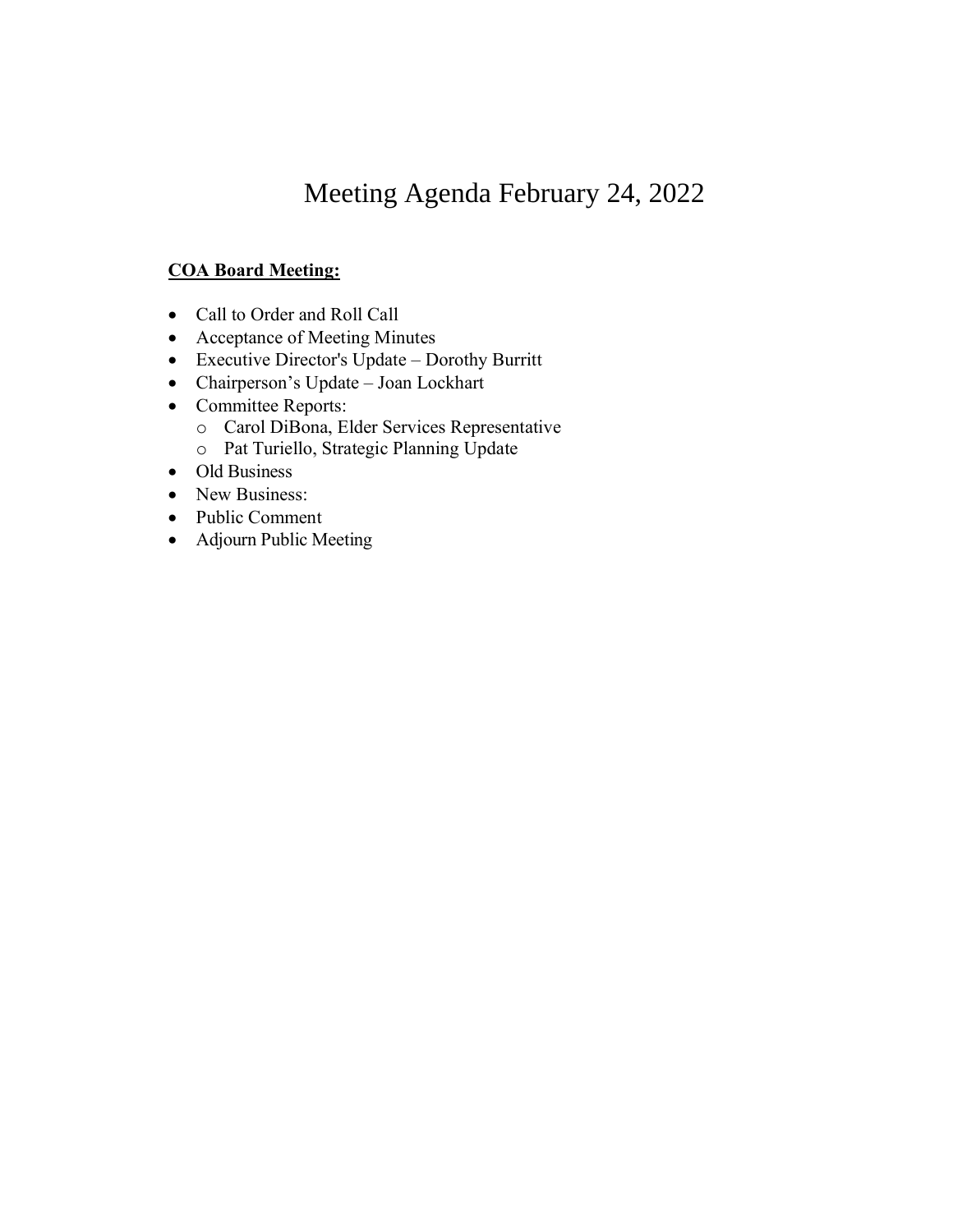# Meeting Agenda February 24, 2022

**COA Board Meeting:**

- Call to Order and Roll Call
- Acceptance of Meeting Minutes
- Executive Director's Update – Dorothy Burritt
- Chairperson's Update – Joan Lockhart
- Committee Reports:
  - Carol DiBona, Elder Services Representative
  - Pat Turiello, Strategic Planning Update
- Old Business
- New Business:
- Public Comment
- Adjourn Public Meeting